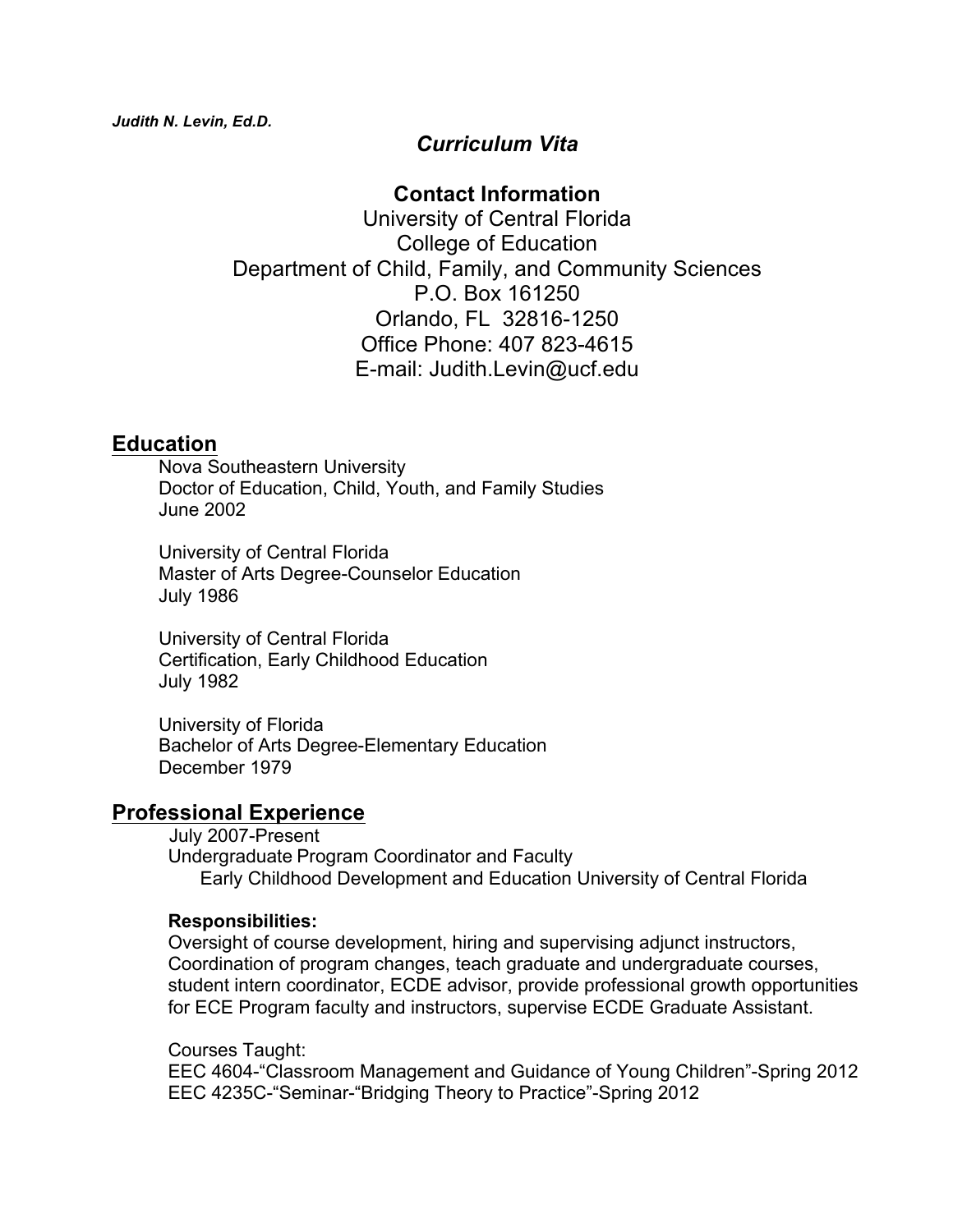***Judith N. Levin, Ed.D.***

# *Curriculum Vita*

## Contact Information

University of Central Florida
College of Education
Department of Child, Family, and Community Sciences
P.O. Box 161250
Orlando, FL 32816-1250
Office Phone: 407 823-4615
E-mail: Judith.Levin@ucf.edu

## Education

Nova Southeastern University
Doctor of Education, Child, Youth, and Family Studies
June 2002

University of Central Florida
Master of Arts Degree-Counselor Education
July 1986

University of Central Florida
Certification, Early Childhood Education
July 1982

University of Florida
Bachelor of Arts Degree-Elementary Education
December 1979

## Professional Experience

July 2007-Present
Undergraduate Program Coordinator and Faculty
Early Childhood Development and Education University of Central Florida

**Responsibilities:**
Oversight of course development, hiring and supervising adjunct instructors, Coordination of program changes, teach graduate and undergraduate courses, student intern coordinator, ECDE advisor, provide professional growth opportunities for ECE Program faculty and instructors, supervise ECDE Graduate Assistant.

Courses Taught:
EEC 4604-"Classroom Management and Guidance of Young Children"-Spring 2012
EEC 4235C-"Seminar-"Bridging Theory to Practice"-Spring 2012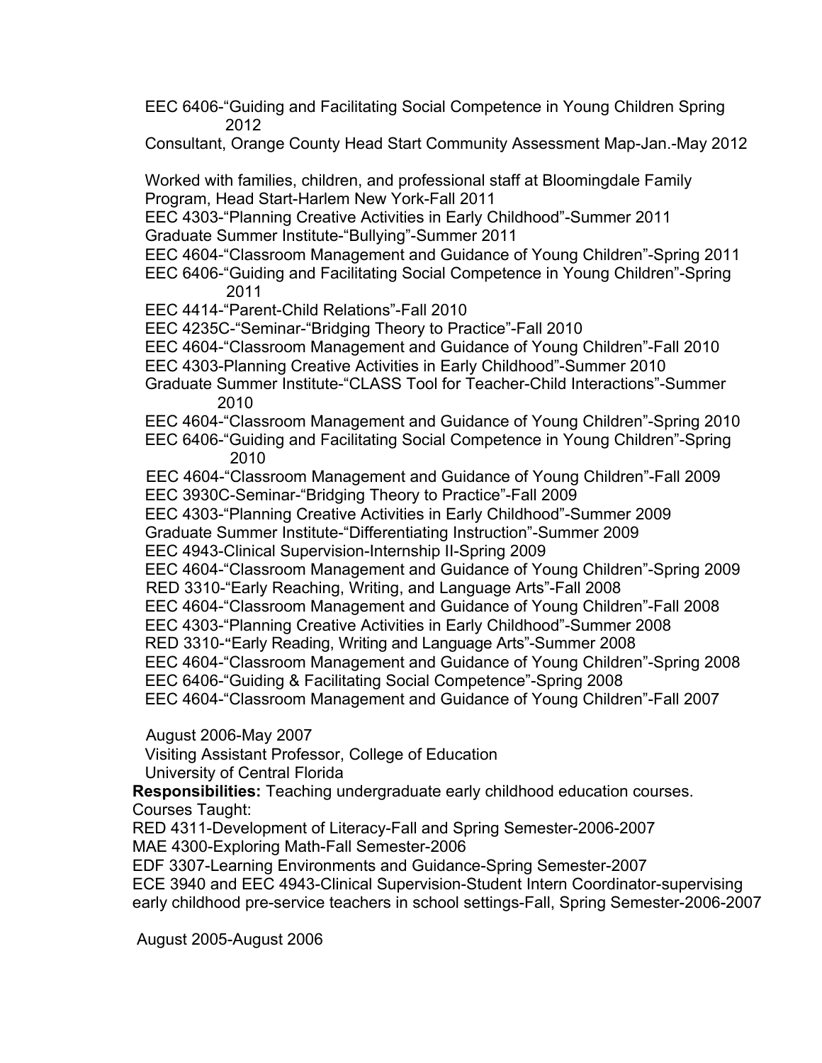EEC 6406-"Guiding and Facilitating Social Competence in Young Children Spring 2012
Consultant, Orange County Head Start Community Assessment Map-Jan.-May 2012

Worked with families, children, and professional staff at Bloomingdale Family Program, Head Start-Harlem New York-Fall 2011
EEC 4303-"Planning Creative Activities in Early Childhood"-Summer 2011
Graduate Summer Institute-"Bullying"-Summer 2011
EEC 4604-"Classroom Management and Guidance of Young Children"-Spring 2011
EEC 6406-"Guiding and Facilitating Social Competence in Young Children"-Spring 2011
EEC 4414-"Parent-Child Relations"-Fall 2010
EEC 4235C-"Seminar-"Bridging Theory to Practice"-Fall 2010
EEC 4604-"Classroom Management and Guidance of Young Children"-Fall 2010
EEC 4303-Planning Creative Activities in Early Childhood"-Summer 2010
Graduate Summer Institute-"CLASS Tool for Teacher-Child Interactions"-Summer 2010
EEC 4604-"Classroom Management and Guidance of Young Children"-Spring 2010
EEC 6406-"Guiding and Facilitating Social Competence in Young Children"-Spring 2010
EEC 4604-"Classroom Management and Guidance of Young Children"-Fall 2009
EEC 3930C-Seminar-"Bridging Theory to Practice"-Fall 2009
EEC 4303-"Planning Creative Activities in Early Childhood"-Summer 2009
Graduate Summer Institute-"Differentiating Instruction"-Summer 2009
EEC 4943-Clinical Supervision-Internship II-Spring 2009
EEC 4604-"Classroom Management and Guidance of Young Children"-Spring 2009
RED 3310-"Early Reaching, Writing, and Language Arts"-Fall 2008
EEC 4604-"Classroom Management and Guidance of Young Children"-Fall 2008
EEC 4303-"Planning Creative Activities in Early Childhood"-Summer 2008
RED 3310-"Early Reading, Writing and Language Arts"-Summer 2008
EEC 4604-"Classroom Management and Guidance of Young Children"-Spring 2008
EEC 6406-"Guiding & Facilitating Social Competence"-Spring 2008
EEC 4604-"Classroom Management and Guidance of Young Children"-Fall 2007

August 2006-May 2007
Visiting Assistant Professor, College of Education
University of Central Florida

**Responsibilities:** Teaching undergraduate early childhood education courses.
Courses Taught:
RED 4311-Development of Literacy-Fall and Spring Semester-2006-2007
MAE 4300-Exploring Math-Fall Semester-2006
EDF 3307-Learning Environments and Guidance-Spring Semester-2007
ECE 3940 and EEC 4943-Clinical Supervision-Student Intern Coordinator-supervising early childhood pre-service teachers in school settings-Fall, Spring Semester-2006-2007

August 2005-August 2006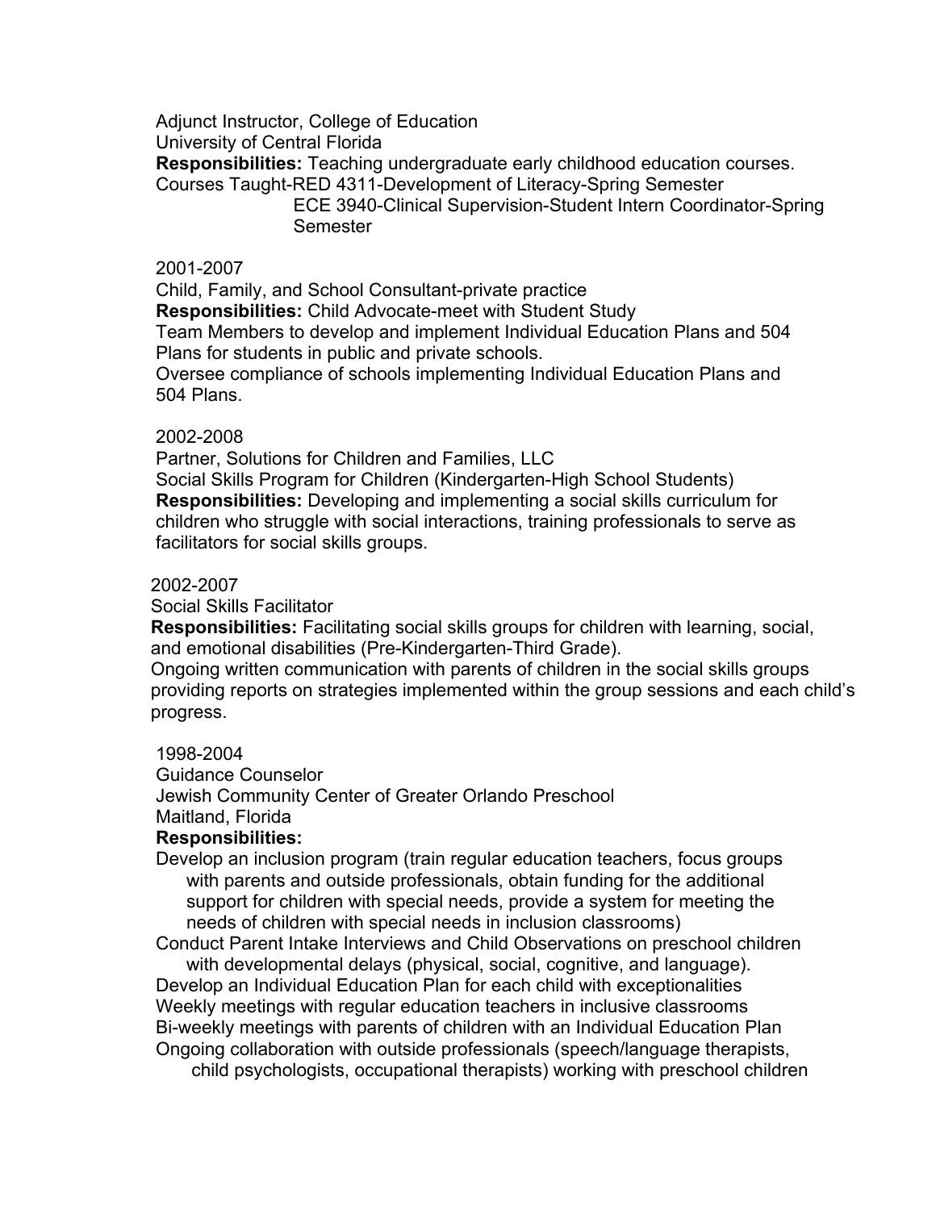Adjunct Instructor, College of Education
University of Central Florida
**Responsibilities:** Teaching undergraduate early childhood education courses.
Courses Taught-RED 4311-Development of Literacy-Spring Semester
ECE 3940-Clinical Supervision-Student Intern Coordinator-Spring Semester

2001-2007
Child, Family, and School Consultant-private practice
**Responsibilities:** Child Advocate-meet with Student Study Team Members to develop and implement Individual Education Plans and 504 Plans for students in public and private schools.
Oversee compliance of schools implementing Individual Education Plans and 504 Plans.

2002-2008
Partner, Solutions for Children and Families, LLC
Social Skills Program for Children (Kindergarten-High School Students)
**Responsibilities:** Developing and implementing a social skills curriculum for children who struggle with social interactions, training professionals to serve as facilitators for social skills groups.

2002-2007
Social Skills Facilitator
**Responsibilities:** Facilitating social skills groups for children with learning, social, and emotional disabilities (Pre-Kindergarten-Third Grade).
Ongoing written communication with parents of children in the social skills groups providing reports on strategies implemented within the group sessions and each child's progress.

1998-2004
Guidance Counselor
Jewish Community Center of Greater Orlando Preschool
Maitland, Florida
**Responsibilities:**
Develop an inclusion program (train regular education teachers, focus groups with parents and outside professionals, obtain funding for the additional support for children with special needs, provide a system for meeting the needs of children with special needs in inclusion classrooms)
Conduct Parent Intake Interviews and Child Observations on preschool children with developmental delays (physical, social, cognitive, and language).
Develop an Individual Education Plan for each child with exceptionalities
Weekly meetings with regular education teachers in inclusive classrooms
Bi-weekly meetings with parents of children with an Individual Education Plan
Ongoing collaboration with outside professionals (speech/language therapists, child psychologists, occupational therapists) working with preschool children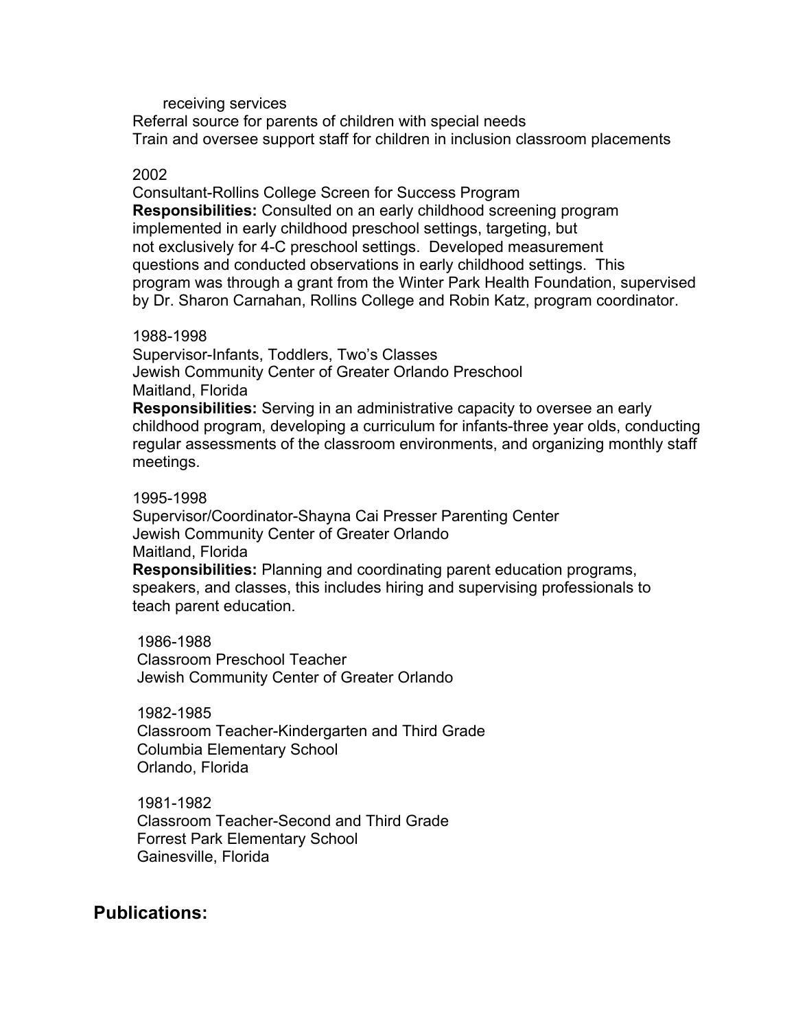receiving services

Referral source for parents of children with special needs

Train and oversee support staff for children in inclusion classroom placements

2002

Consultant-Rollins College Screen for Success Program

**Responsibilities:** Consulted on an early childhood screening program implemented in early childhood preschool settings, targeting, but not exclusively for 4-C preschool settings. Developed measurement questions and conducted observations in early childhood settings. This program was through a grant from the Winter Park Health Foundation, supervised by Dr. Sharon Carnahan, Rollins College and Robin Katz, program coordinator.

1988-1998

Supervisor-Infants, Toddlers, Two's Classes

Jewish Community Center of Greater Orlando Preschool

Maitland, Florida

**Responsibilities:** Serving in an administrative capacity to oversee an early childhood program, developing a curriculum for infants-three year olds, conducting regular assessments of the classroom environments, and organizing monthly staff meetings.

1995-1998

Supervisor/Coordinator-Shayna Cai Presser Parenting Center

Jewish Community Center of Greater Orlando

Maitland, Florida

**Responsibilities:** Planning and coordinating parent education programs, speakers, and classes, this includes hiring and supervising professionals to teach parent education.

1986-1988

Classroom Preschool Teacher

Jewish Community Center of Greater Orlando

1982-1985

Classroom Teacher-Kindergarten and Third Grade

Columbia Elementary School

Orlando, Florida

1981-1982

Classroom Teacher-Second and Third Grade

Forrest Park Elementary School

Gainesville, Florida

## Publications: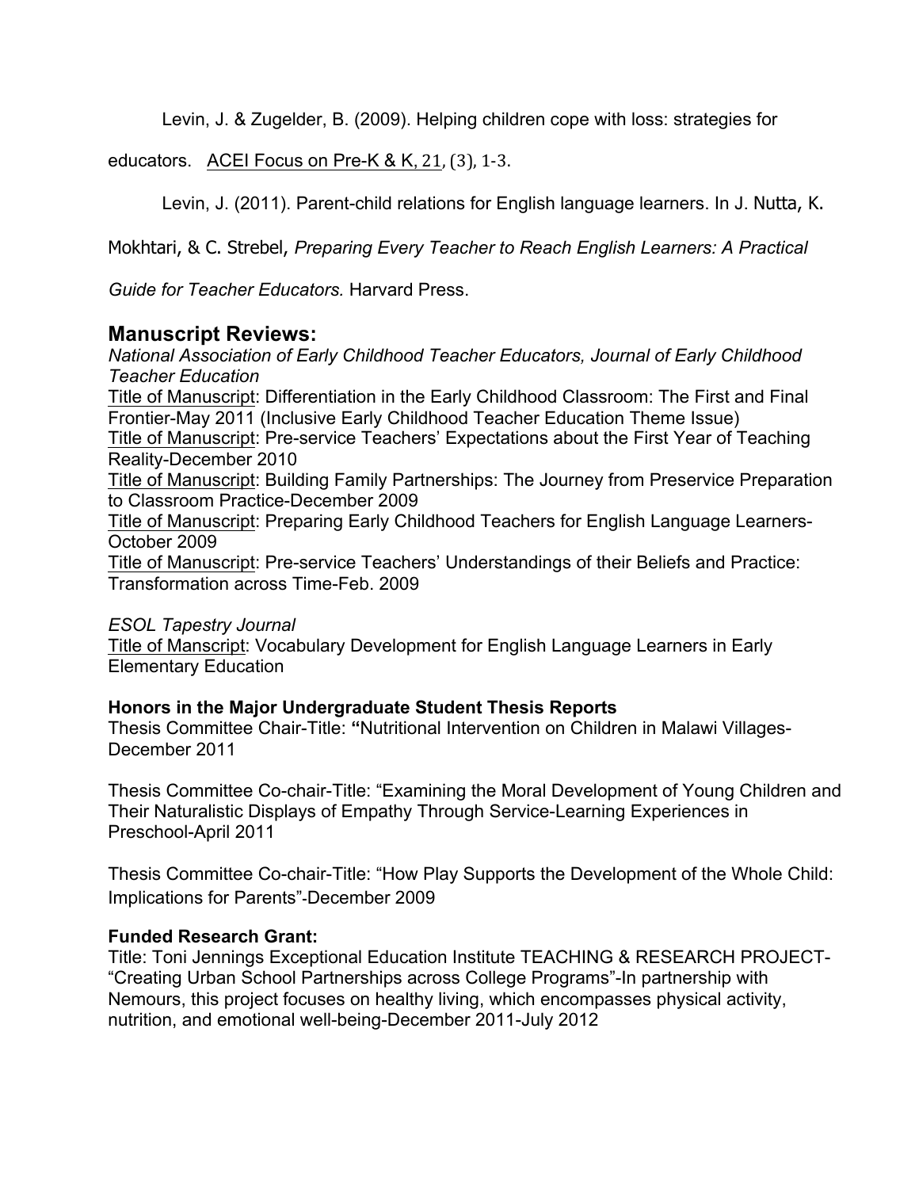Levin, J. & Zugelder, B. (2009). Helping children cope with loss: strategies for educators. <u>ACEI Focus on Pre-K & K, 21</u>, (3), 1-3.

Levin, J. (2011). Parent-child relations for English language learners. In J. Nutta, K. Mokhtari, & C. Strebel, *Preparing Every Teacher to Reach English Learners: A Practical Guide for Teacher Educators.* Harvard Press.

## Manuscript Reviews:

*National Association of Early Childhood Teacher Educators, Journal of Early Childhood Teacher Education*

<u>Title of Manuscript</u>: Differentiation in the Early Childhood Classroom: The First and Final Frontier-May 2011 (Inclusive Early Childhood Teacher Education Theme Issue)

<u>Title of Manuscript</u>: Pre-service Teachers' Expectations about the First Year of Teaching Reality-December 2010

<u>Title of Manuscript</u>: Building Family Partnerships: The Journey from Preservice Preparation to Classroom Practice-December 2009

<u>Title of Manuscript</u>: Preparing Early Childhood Teachers for English Language Learners-October 2009

<u>Title of Manuscript</u>: Pre-service Teachers' Understandings of their Beliefs and Practice: Transformation across Time-Feb. 2009

*ESOL Tapestry Journal*

<u>Title of Manscript</u>: Vocabulary Development for English Language Learners in Early Elementary Education

**Honors in the Major Undergraduate Student Thesis Reports**

Thesis Committee Chair-Title: **"**Nutritional Intervention on Children in Malawi Villages-December 2011

Thesis Committee Co-chair-Title: "Examining the Moral Development of Young Children and Their Naturalistic Displays of Empathy Through Service-Learning Experiences in Preschool-April 2011

Thesis Committee Co-chair-Title: "How Play Supports the Development of the Whole Child: Implications for Parents"-December 2009

**Funded Research Grant:**

Title: Toni Jennings Exceptional Education Institute TEACHING & RESEARCH PROJECT-"Creating Urban School Partnerships across College Programs"-In partnership with Nemours, this project focuses on healthy living, which encompasses physical activity, nutrition, and emotional well-being-December 2011-July 2012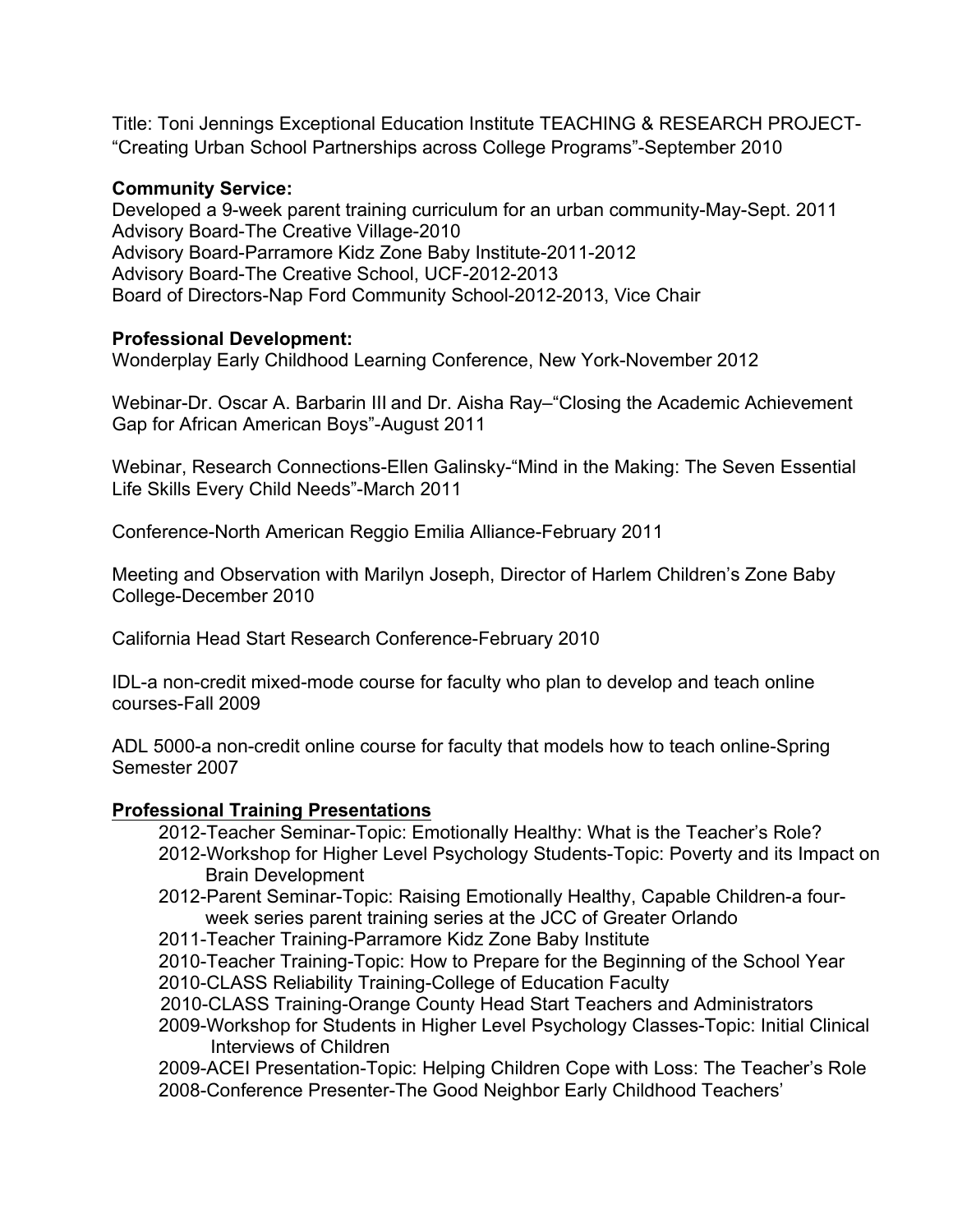Title: Toni Jennings Exceptional Education Institute TEACHING & RESEARCH PROJECT-"Creating Urban School Partnerships across College Programs"-September 2010

**Community Service:**

Developed a 9-week parent training curriculum for an urban community-May-Sept. 2011
Advisory Board-The Creative Village-2010
Advisory Board-Parramore Kidz Zone Baby Institute-2011-2012
Advisory Board-The Creative School, UCF-2012-2013
Board of Directors-Nap Ford Community School-2012-2013, Vice Chair

**Professional Development:**

Wonderplay Early Childhood Learning Conference, New York-November 2012

Webinar-Dr. Oscar A. Barbarin III and Dr. Aisha Ray–"Closing the Academic Achievement Gap for African American Boys"-August 2011

Webinar, Research Connections-Ellen Galinsky-"Mind in the Making: The Seven Essential Life Skills Every Child Needs"-March 2011

Conference-North American Reggio Emilia Alliance-February 2011

Meeting and Observation with Marilyn Joseph, Director of Harlem Children's Zone Baby College-December 2010

California Head Start Research Conference-February 2010

IDL-a non-credit mixed-mode course for faculty who plan to develop and teach online courses-Fall 2009

ADL 5000-a non-credit online course for faculty that models how to teach online-Spring Semester 2007

**Professional Training Presentations**

- 2012-Teacher Seminar-Topic: Emotionally Healthy: What is the Teacher's Role?
- 2012-Workshop for Higher Level Psychology Students-Topic: Poverty and its Impact on Brain Development
- 2012-Parent Seminar-Topic: Raising Emotionally Healthy, Capable Children-a four-week series parent training series at the JCC of Greater Orlando
- 2011-Teacher Training-Parramore Kidz Zone Baby Institute
- 2010-Teacher Training-Topic: How to Prepare for the Beginning of the School Year
- 2010-CLASS Reliability Training-College of Education Faculty
- 2010-CLASS Training-Orange County Head Start Teachers and Administrators
- 2009-Workshop for Students in Higher Level Psychology Classes-Topic: Initial Clinical Interviews of Children
- 2009-ACEI Presentation-Topic: Helping Children Cope with Loss: The Teacher's Role
- 2008-Conference Presenter-The Good Neighbor Early Childhood Teachers'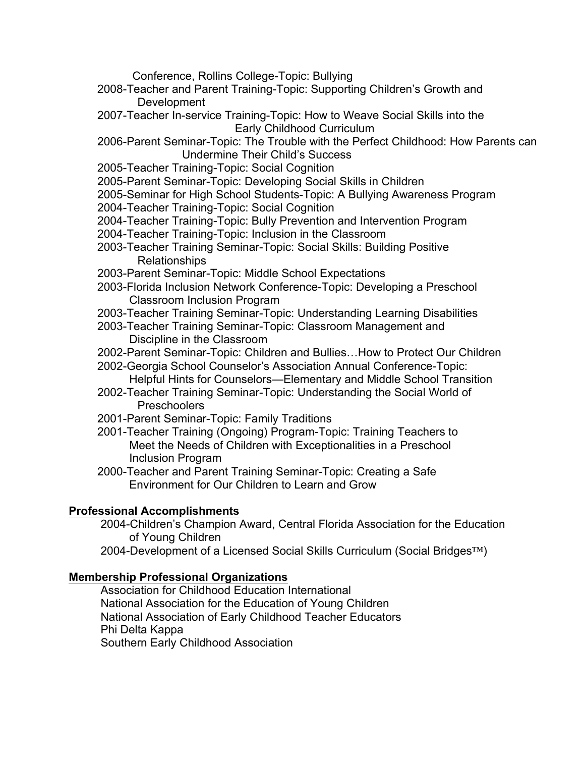Conference, Rollins College-Topic: Bullying

2008-Teacher and Parent Training-Topic: Supporting Children's Growth and Development

2007-Teacher In-service Training-Topic: How to Weave Social Skills into the Early Childhood Curriculum

2006-Parent Seminar-Topic: The Trouble with the Perfect Childhood: How Parents can Undermine Their Child's Success

2005-Teacher Training-Topic: Social Cognition

2005-Parent Seminar-Topic: Developing Social Skills in Children

2005-Seminar for High School Students-Topic: A Bullying Awareness Program

2004-Teacher Training-Topic: Social Cognition

2004-Teacher Training-Topic: Bully Prevention and Intervention Program

2004-Teacher Training-Topic: Inclusion in the Classroom

2003-Teacher Training Seminar-Topic: Social Skills: Building Positive Relationships

2003-Parent Seminar-Topic: Middle School Expectations

2003-Florida Inclusion Network Conference-Topic: Developing a Preschool Classroom Inclusion Program

2003-Teacher Training Seminar-Topic: Understanding Learning Disabilities

2003-Teacher Training Seminar-Topic: Classroom Management and Discipline in the Classroom

2002-Parent Seminar-Topic: Children and Bullies…How to Protect Our Children

2002-Georgia School Counselor's Association Annual Conference-Topic: Helpful Hints for Counselors—Elementary and Middle School Transition

2002-Teacher Training Seminar-Topic: Understanding the Social World of Preschoolers

2001-Parent Seminar-Topic: Family Traditions

2001-Teacher Training (Ongoing) Program-Topic: Training Teachers to Meet the Needs of Children with Exceptionalities in a Preschool Inclusion Program

2000-Teacher and Parent Training Seminar-Topic: Creating a Safe Environment for Our Children to Learn and Grow

## Professional Accomplishments

2004-Children's Champion Award, Central Florida Association for the Education of Young Children

2004-Development of a Licensed Social Skills Curriculum (Social Bridges™)

## Membership Professional Organizations

Association for Childhood Education International
National Association for the Education of Young Children
National Association of Early Childhood Teacher Educators
Phi Delta Kappa
Southern Early Childhood Association